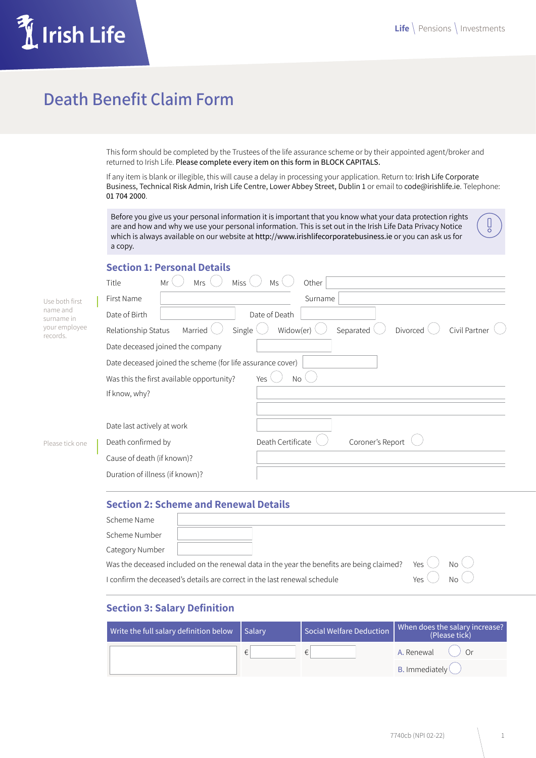Irish Life

Life | Pensions | Investments

# Death Benefit Claim Form

This form should be completed by the Trustees of the life assurance scheme or by their appointed agent/broker and returned to Irish Life. **Please complete every item on this form in BLOCK CAPITALS.**

If any item is blank or illegible, this will cause a delay in processing your application. Return to: Irish Life Corporate Business, Technical Risk Admin, Irish Life Centre, Lower Abbey Street, Dublin 1 or email to code@irishlife.ie. Telephone: 01 704 2000.

> Before you give us your personal information it is important that you know what your data protection rights are and how and why we use your personal information. This is set out in the Irish Life Data Privacy Notice which is always available on our website at http://www.irishlifecorporatebusiness.ie or you can ask us for a copy.

## Section 1: Personal Details

Title: Mr ◯ Mrs ◯ Miss ◯ Ms ◯ Other ______

*Use both first name and surname in your employee records.*

First Name ______ Surname ______

Date of Birth ______ Date of Death ______

Relationship Status: Married ◯ Single ◯ Widow(er) ◯ Separated ◯ Divorced ◯ Civil Partner ◯

Date deceased joined the company ______

Date deceased joined the scheme (for life assurance cover) ______

Was this the first available opportunity? Yes ◯ No ◯

If know, why? ______

Date last actively at work ______

*Please tick one*

Death confirmed by: Death Certificate ◯ Coroner's Report ◯

Cause of death (if known)? ______

Duration of illness (if known)? ______

## Section 2: Scheme and Renewal Details

Scheme Name ______

Scheme Number ______

Category Number ______

Was the deceased included on the renewal data in the year the benefits are being claimed? Yes ◯ No ◯

I confirm the deceased's details are correct in the last renewal schedule Yes ◯ No ◯

## Section 3: Salary Definition

| Write the full salary definition below | Salary | Social Welfare Deduction | When does the salary increase? (Please tick) |
|---|---|---|---|
| | € | € | A. Renewal ◯ Or |
| | | | B. Immediately ◯ |

7740cb (NPI 02-22)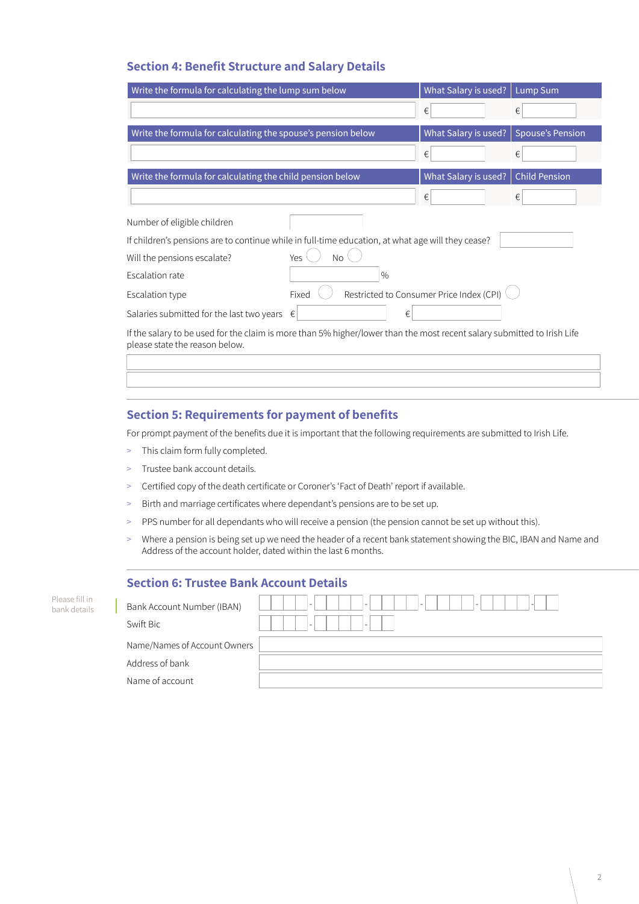## Section 4: Benefit Structure and Salary Details

| Write the formula for calculating the lump sum below | What Salary is used? | Lump Sum |
|---|---|---|
| | € | € |

| Write the formula for calculating the spouse's pension below | What Salary is used? | Spouse's Pension |
|---|---|---|
| | € | € |

| Write the formula for calculating the child pension below | What Salary is used? | Child Pension |
|---|---|---|
| | € | € |

Number of eligible children

If children's pensions are to continue while in full-time education, at what age will they cease?

Will the pensions escalate? Yes ◯ No ◯

Escalation rate %

Escalation type Fixed ◯ Restricted to Consumer Price Index (CPI) ◯

Salaries submitted for the last two years € €

If the salary to be used for the claim is more than 5% higher/lower than the most recent salary submitted to Irish Life please state the reason below.

## Section 5: Requirements for payment of benefits

For prompt payment of the benefits due it is important that the following requirements are submitted to Irish Life.

- This claim form fully completed.
- Trustee bank account details.
- Certified copy of the death certificate or Coroner's 'Fact of Death' report if available.
- Birth and marriage certificates where dependant's pensions are to be set up.
- PPS number for all dependants who will receive a pension (the pension cannot be set up without this).
- Where a pension is being set up we need the header of a recent bank statement showing the BIC, IBAN and Name and Address of the account holder, dated within the last 6 months.

## Section 6: Trustee Bank Account Details

Please fill in bank details

Bank Account Number (IBAN) ____ - ____ - ____ - ____ - ____ - __

Swift Bic ____ - ____ - __

Name/Names of Account Owners

Address of bank

Name of account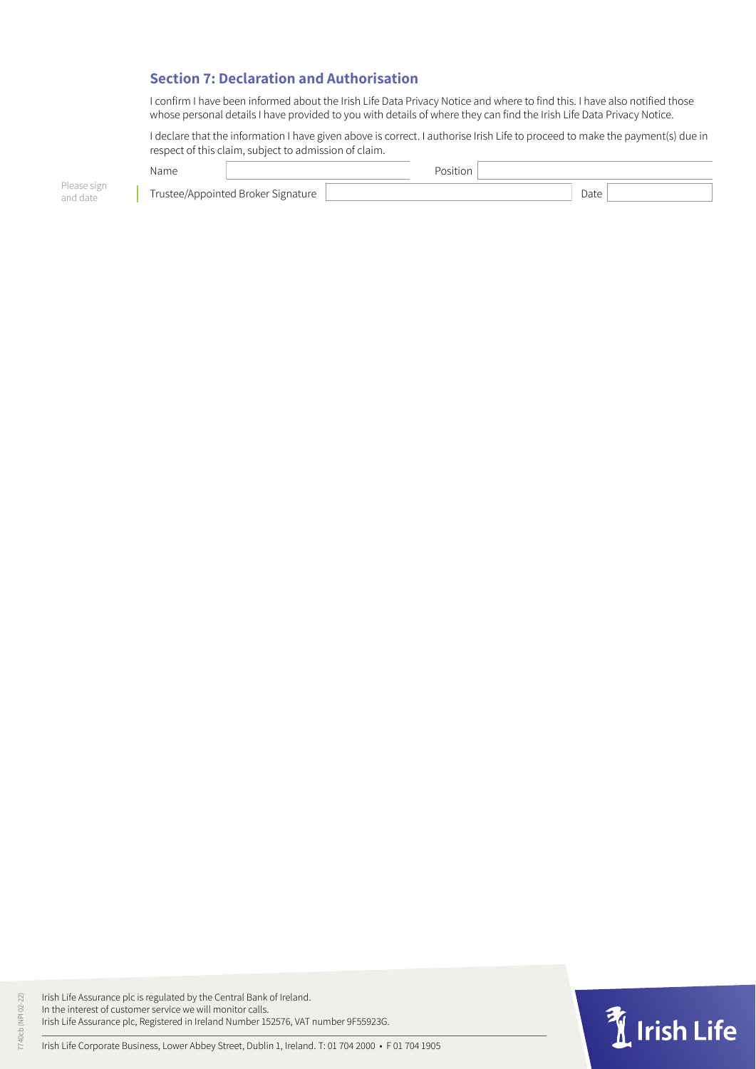## Section 7: Declaration and Authorisation

I confirm I have been informed about the Irish Life Data Privacy Notice and where to find this. I have also notified those whose personal details I have provided to you with details of where they can find the Irish Life Data Privacy Notice.

I declare that the information I have given above is correct. I authorise Irish Life to proceed to make the payment(s) due in respect of this claim, subject to admission of claim.

Name ______________________ Position ______________________

Please sign and date

Trustee/Appointed Broker Signature ______________________ Date ____________

Irish Life Assurance plc is regulated by the Central Bank of Ireland.
In the interest of customer service we will monitor calls.
Irish Life Assurance plc, Registered in Ireland Number 152576, VAT number 9F55923G.

Irish Life Corporate Business, Lower Abbey Street, Dublin 1, Ireland. T: 01 704 2000 • F 01 704 1905

7740cb (NPI 02-22)

Irish Life